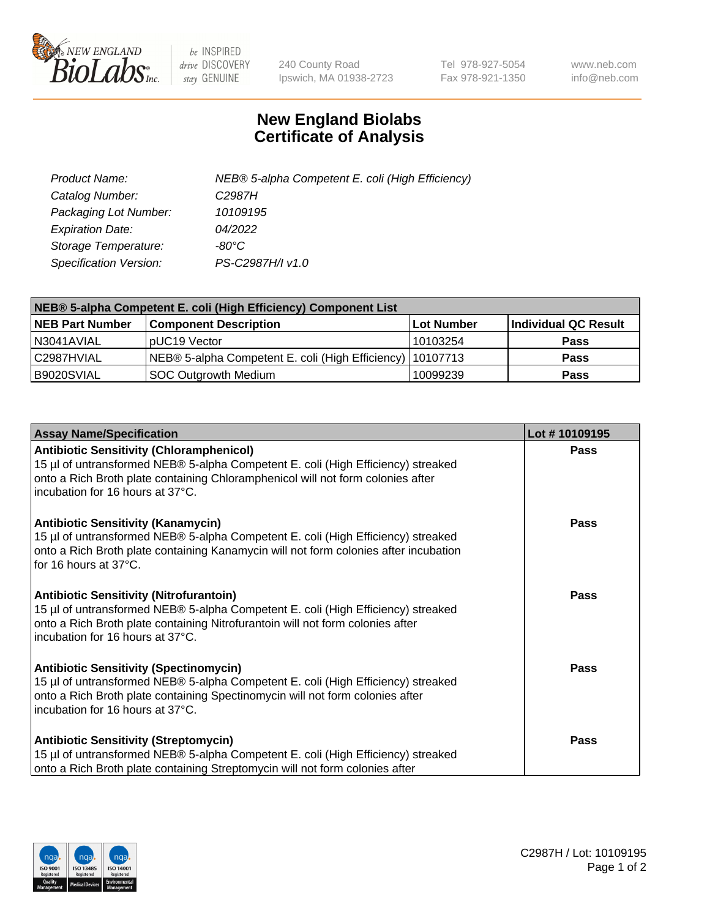# New England Biolabs
# Certificate of Analysis

| | |
|---|---|
| *Product Name:* | *NEB® 5-alpha Competent E. coli (High Efficiency)* |
| *Catalog Number:* | *C2987H* |
| *Packaging Lot Number:* | *10109195* |
| *Expiration Date:* | *04/2022* |
| *Storage Temperature:* | *-80°C* |
| *Specification Version:* | *PS-C2987H/I v1.0* |

| **NEB® 5-alpha Competent E. coli (High Efficiency) Component List** | | | |
|---|---|---|---|
| **NEB Part Number** | **Component Description** | **Lot Number** | **Individual QC Result** |
| N3041AVIAL | pUC19 Vector | 10103254 | **Pass** |
| C2987HVIAL | NEB® 5-alpha Competent E. coli (High Efficiency) | 10107713 | **Pass** |
| B9020SVIAL | SOC Outgrowth Medium | 10099239 | **Pass** |

| **Assay Name/Specification** | **Lot # 10109195** |
|---|---|
| **Antibiotic Sensitivity (Chloramphenicol)**<br>15 µl of untransformed NEB® 5-alpha Competent E. coli (High Efficiency) streaked onto a Rich Broth plate containing Chloramphenicol will not form colonies after incubation for 16 hours at 37°C. | **Pass** |
| **Antibiotic Sensitivity (Kanamycin)**<br>15 µl of untransformed NEB® 5-alpha Competent E. coli (High Efficiency) streaked onto a Rich Broth plate containing Kanamycin will not form colonies after incubation for 16 hours at 37°C. | **Pass** |
| **Antibiotic Sensitivity (Nitrofurantoin)**<br>15 µl of untransformed NEB® 5-alpha Competent E. coli (High Efficiency) streaked onto a Rich Broth plate containing Nitrofurantoin will not form colonies after incubation for 16 hours at 37°C. | **Pass** |
| **Antibiotic Sensitivity (Spectinomycin)**<br>15 µl of untransformed NEB® 5-alpha Competent E. coli (High Efficiency) streaked onto a Rich Broth plate containing Spectinomycin will not form colonies after incubation for 16 hours at 37°C. | **Pass** |
| **Antibiotic Sensitivity (Streptomycin)**<br>15 µl of untransformed NEB® 5-alpha Competent E. coli (High Efficiency) streaked onto a Rich Broth plate containing Streptomycin will not form colonies after | **Pass** |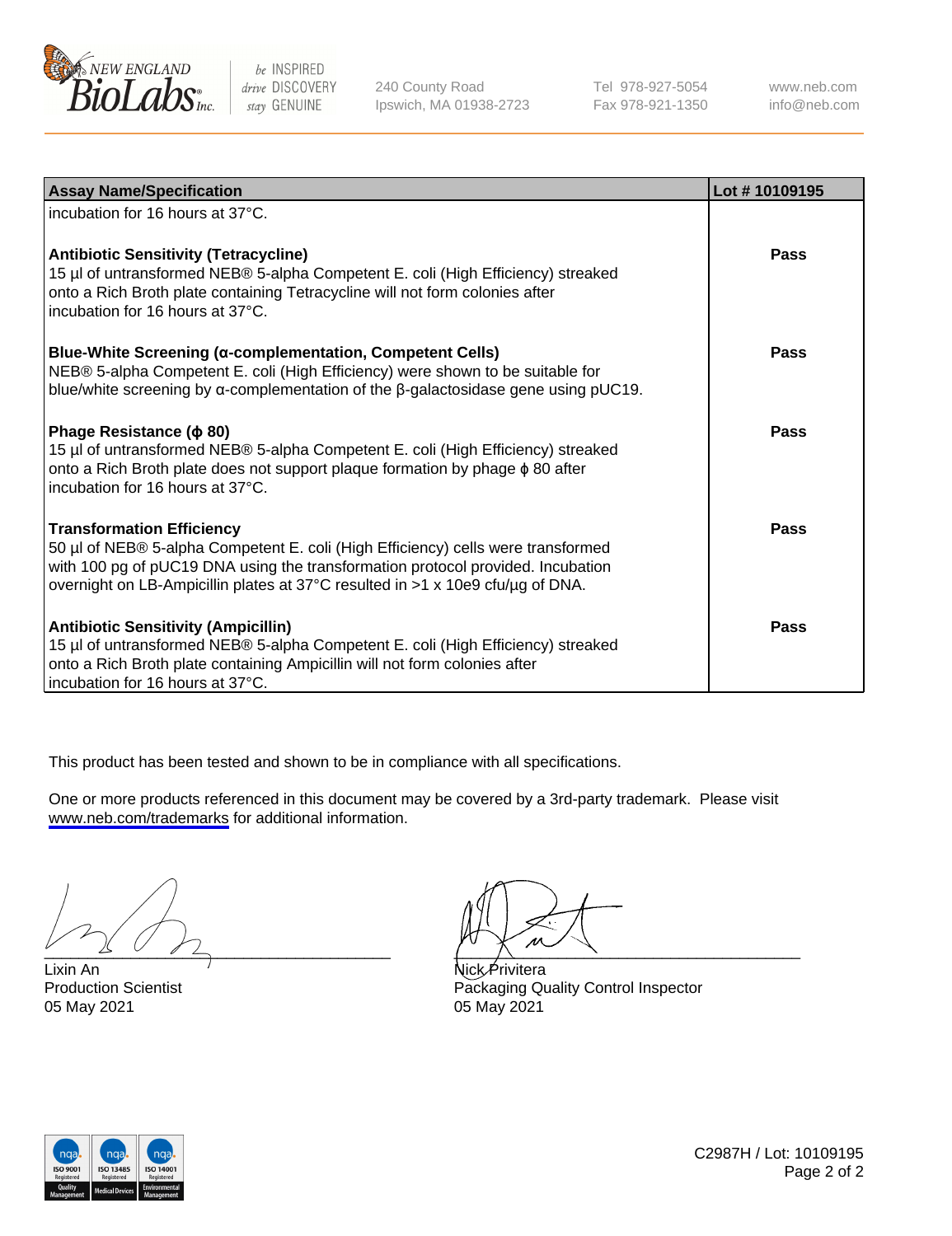| Assay Name/Specification | Lot # 10109195 |
|---|---|
| incubation for 16 hours at 37°C. | |
| **Antibiotic Sensitivity (Tetracycline)** 15 µl of untransformed NEB® 5-alpha Competent E. coli (High Efficiency) streaked onto a Rich Broth plate containing Tetracycline will not form colonies after incubation for 16 hours at 37°C. | **Pass** |
| **Blue-White Screening (α-complementation, Competent Cells)** NEB® 5-alpha Competent E. coli (High Efficiency) were shown to be suitable for blue/white screening by α-complementation of the β-galactosidase gene using pUC19. | **Pass** |
| **Phage Resistance (ϕ 80)** 15 µl of untransformed NEB® 5-alpha Competent E. coli (High Efficiency) streaked onto a Rich Broth plate does not support plaque formation by phage ϕ 80 after incubation for 16 hours at 37°C. | **Pass** |
| **Transformation Efficiency** 50 µl of NEB® 5-alpha Competent E. coli (High Efficiency) cells were transformed with 100 pg of pUC19 DNA using the transformation protocol provided. Incubation overnight on LB-Ampicillin plates at 37°C resulted in >1 x 10e9 cfu/µg of DNA. | **Pass** |
| **Antibiotic Sensitivity (Ampicillin)** 15 µl of untransformed NEB® 5-alpha Competent E. coli (High Efficiency) streaked onto a Rich Broth plate containing Ampicillin will not form colonies after incubation for 16 hours at 37°C. | **Pass** |

This product has been tested and shown to be in compliance with all specifications.

One or more products referenced in this document may be covered by a 3rd-party trademark. Please visit www.neb.com/trademarks for additional information.

Lixin An
Production Scientist
05 May 2021

Nick Privitera
Packaging Quality Control Inspector
05 May 2021

C2987H / Lot: 10109195